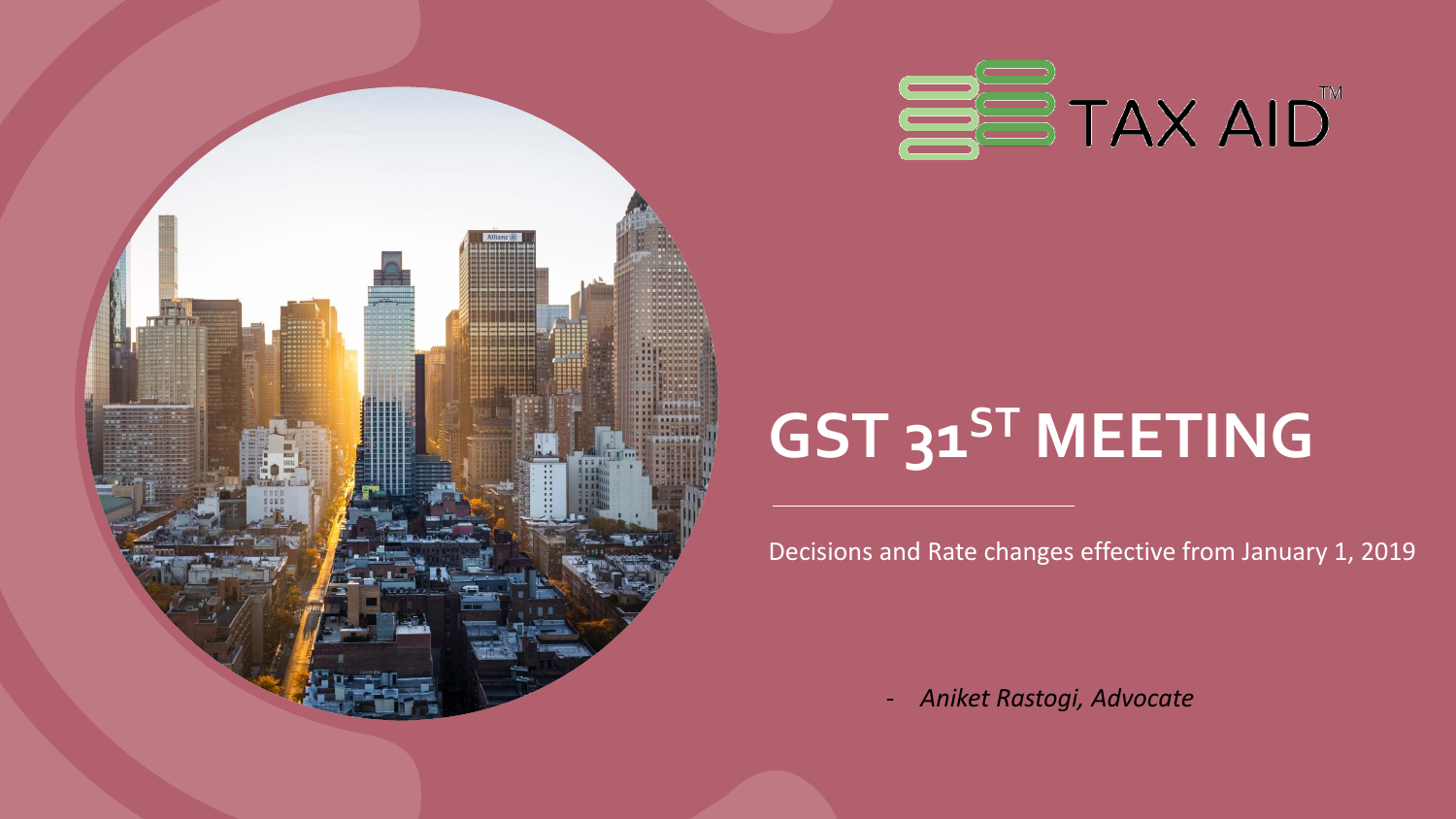TAX AID™

# GST 31ST MEETING

Decisions and Rate changes effective from January 1, 2019

- *Aniket Rastogi, Advocate*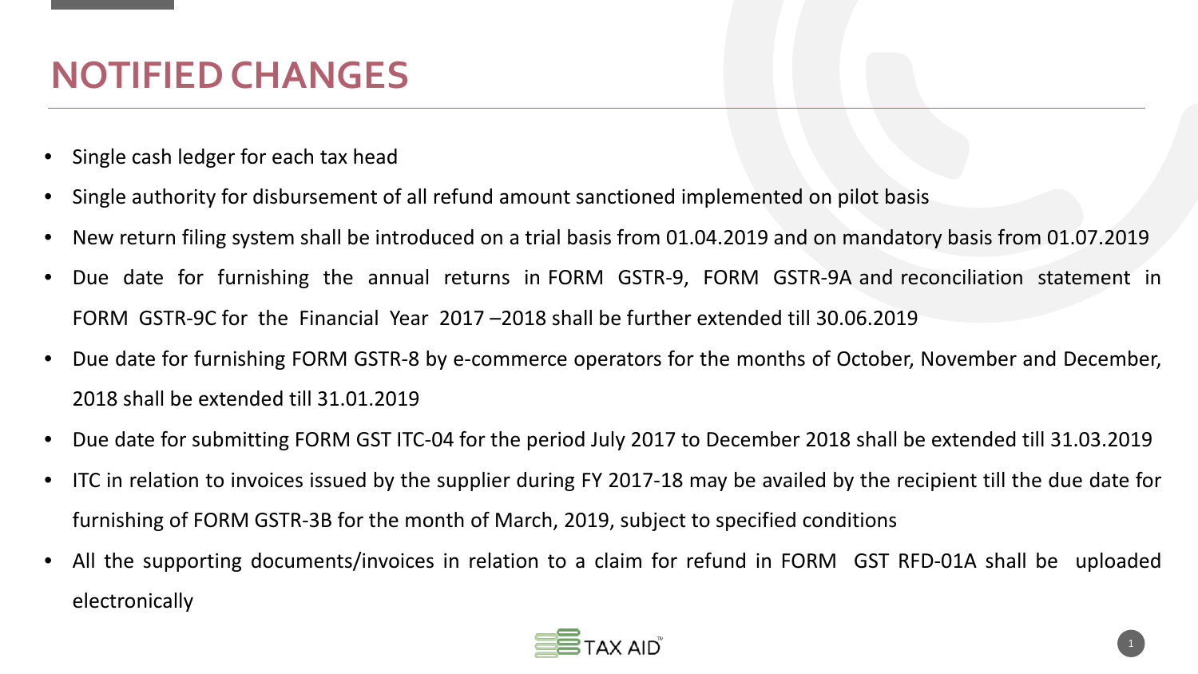# NOTIFIED CHANGES

- Single cash ledger for each tax head
- Single authority for disbursement of all refund amount sanctioned implemented on pilot basis
- New return filing system shall be introduced on a trial basis from 01.04.2019 and on mandatory basis from 01.07.2019
- Due date for furnishing the annual returns in FORM GSTR-9, FORM GSTR-9A and reconciliation statement in FORM GSTR-9C for the Financial Year 2017 –2018 shall be further extended till 30.06.2019
- Due date for furnishing FORM GSTR-8 by e-commerce operators for the months of October, November and December, 2018 shall be extended till 31.01.2019
- Due date for submitting FORM GST ITC-04 for the period July 2017 to December 2018 shall be extended till 31.03.2019
- ITC in relation to invoices issued by the supplier during FY 2017-18 may be availed by the recipient till the due date for furnishing of FORM GSTR-3B for the month of March, 2019, subject to specified conditions
- All the supporting documents/invoices in relation to a claim for refund in FORM GST RFD-01A shall be uploaded electronically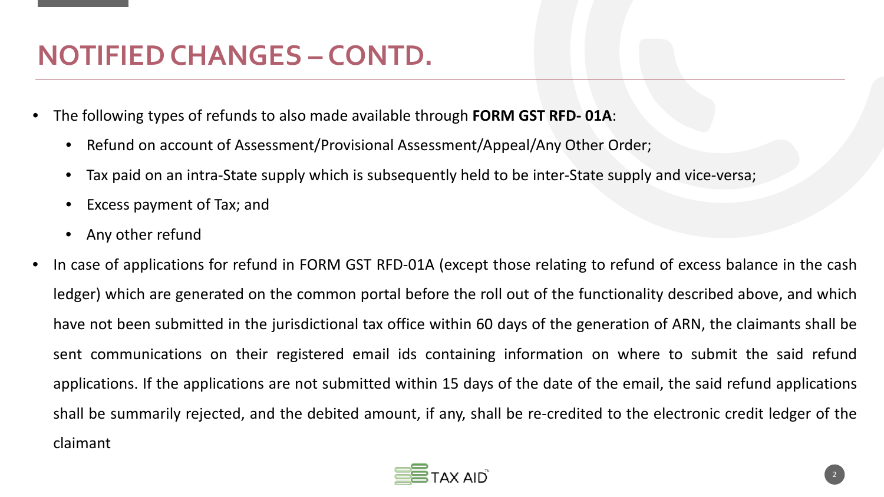# NOTIFIED CHANGES – CONTD.

- The following types of refunds to also made available through **FORM GST RFD- 01A**:
  - Refund on account of Assessment/Provisional Assessment/Appeal/Any Other Order;
  - Tax paid on an intra-State supply which is subsequently held to be inter-State supply and vice-versa;
  - Excess payment of Tax; and
  - Any other refund
- In case of applications for refund in FORM GST RFD-01A (except those relating to refund of excess balance in the cash ledger) which are generated on the common portal before the roll out of the functionality described above, and which have not been submitted in the jurisdictional tax office within 60 days of the generation of ARN, the claimants shall be sent communications on their registered email ids containing information on where to submit the said refund applications. If the applications are not submitted within 15 days of the date of the email, the said refund applications shall be summarily rejected, and the debited amount, if any, shall be re-credited to the electronic credit ledger of the claimant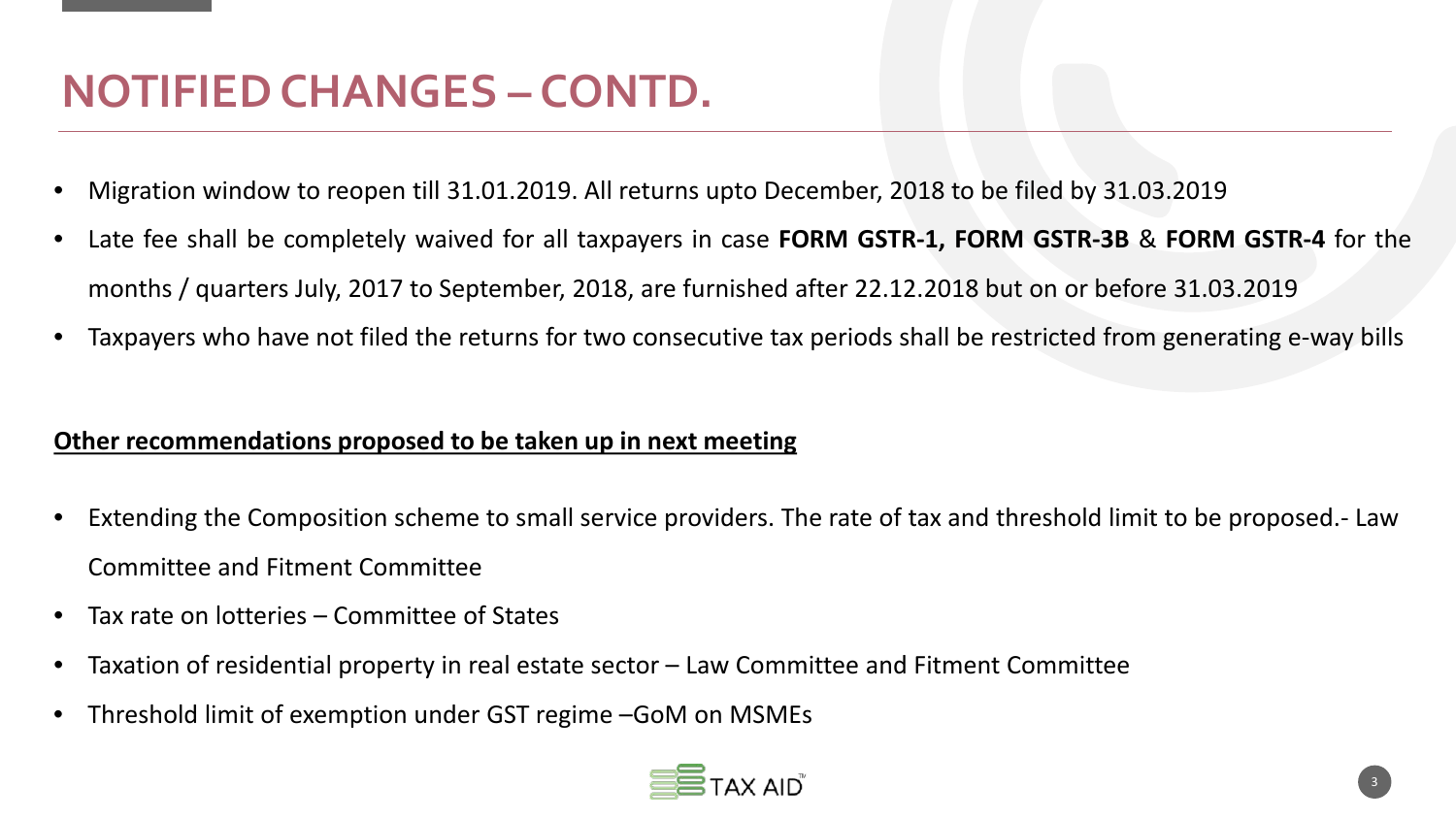# NOTIFIED CHANGES – CONTD.

- Migration window to reopen till 31.01.2019. All returns upto December, 2018 to be filed by 31.03.2019
- Late fee shall be completely waived for all taxpayers in case **FORM GSTR-1, FORM GSTR-3B** & **FORM GSTR-4** for the months / quarters July, 2017 to September, 2018, are furnished after 22.12.2018 but on or before 31.03.2019
- Taxpayers who have not filed the returns for two consecutive tax periods shall be restricted from generating e-way bills

**Other recommendations proposed to be taken up in next meeting**

- Extending the Composition scheme to small service providers. The rate of tax and threshold limit to be proposed.- Law Committee and Fitment Committee
- Tax rate on lotteries – Committee of States
- Taxation of residential property in real estate sector – Law Committee and Fitment Committee
- Threshold limit of exemption under GST regime –GoM on MSMEs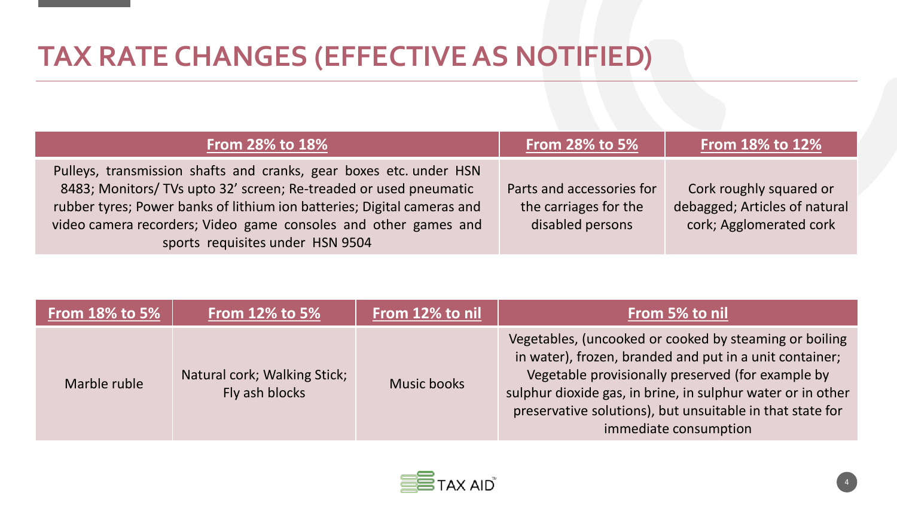# TAX RATE CHANGES (EFFECTIVE AS NOTIFIED)

| From 28% to 18% | From 28% to 5% | From 18% to 12% |
| --- | --- | --- |
| Pulleys, transmission shafts and cranks, gear boxes etc. under HSN 8483; Monitors/ TVs upto 32' screen; Re-treaded or used pneumatic rubber tyres; Power banks of lithium ion batteries; Digital cameras and video camera recorders; Video game consoles and other games and sports requisites under HSN 9504 | Parts and accessories for the carriages for the disabled persons | Cork roughly squared or debagged; Articles of natural cork; Agglomerated cork |

| From 18% to 5% | From 12% to 5% | From 12% to nil | From 5% to nil |
| --- | --- | --- | --- |
| Marble ruble | Natural cork; Walking Stick; Fly ash blocks | Music books | Vegetables, (uncooked or cooked by steaming or boiling in water), frozen, branded and put in a unit container; Vegetable provisionally preserved (for example by sulphur dioxide gas, in brine, in sulphur water or in other preservative solutions), but unsuitable in that state for immediate consumption |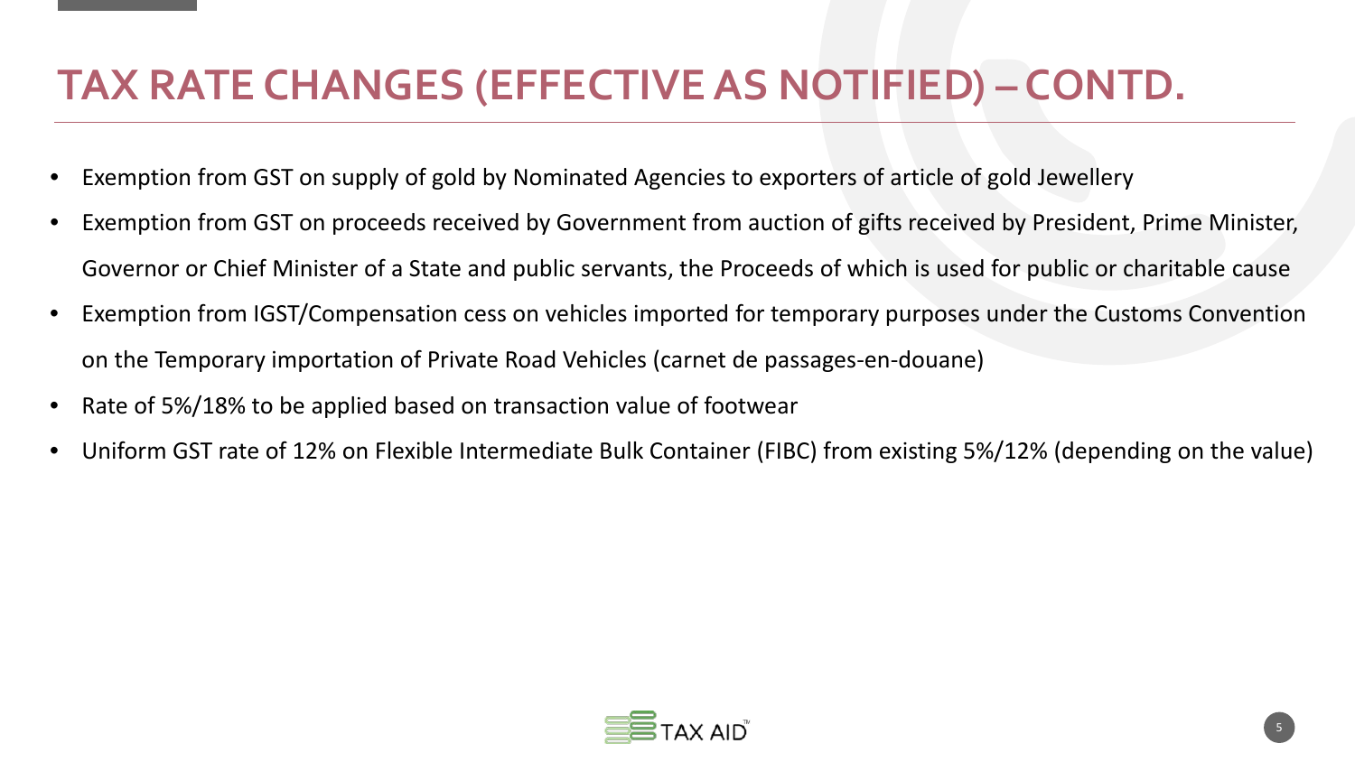# TAX RATE CHANGES (EFFECTIVE AS NOTIFIED) – CONTD.

- Exemption from GST on supply of gold by Nominated Agencies to exporters of article of gold Jewellery
- Exemption from GST on proceeds received by Government from auction of gifts received by President, Prime Minister, Governor or Chief Minister of a State and public servants, the Proceeds of which is used for public or charitable cause
- Exemption from IGST/Compensation cess on vehicles imported for temporary purposes under the Customs Convention on the Temporary importation of Private Road Vehicles (carnet de passages-en-douane)
- Rate of 5%/18% to be applied based on transaction value of footwear
- Uniform GST rate of 12% on Flexible Intermediate Bulk Container (FIBC) from existing 5%/12% (depending on the value)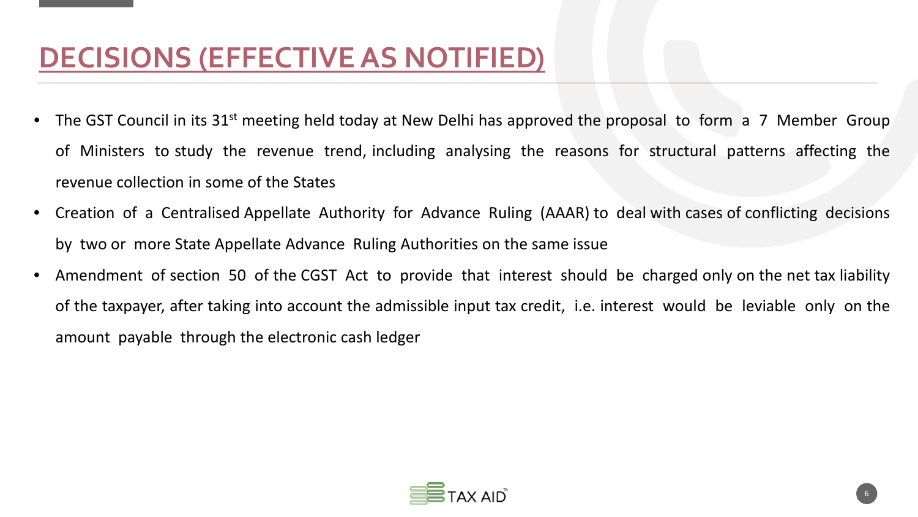# DECISIONS (EFFECTIVE AS NOTIFIED)

- The GST Council in its 31st meeting held today at New Delhi has approved the proposal to form a 7 Member Group of Ministers to study the revenue trend, including analysing the reasons for structural patterns affecting the revenue collection in some of the States
- Creation of a Centralised Appellate Authority for Advance Ruling (AAAR) to deal with cases of conflicting decisions by two or more State Appellate Advance Ruling Authorities on the same issue
- Amendment of section 50 of the CGST Act to provide that interest should be charged only on the net tax liability of the taxpayer, after taking into account the admissible input tax credit, i.e. interest would be leviable only on the amount payable through the electronic cash ledger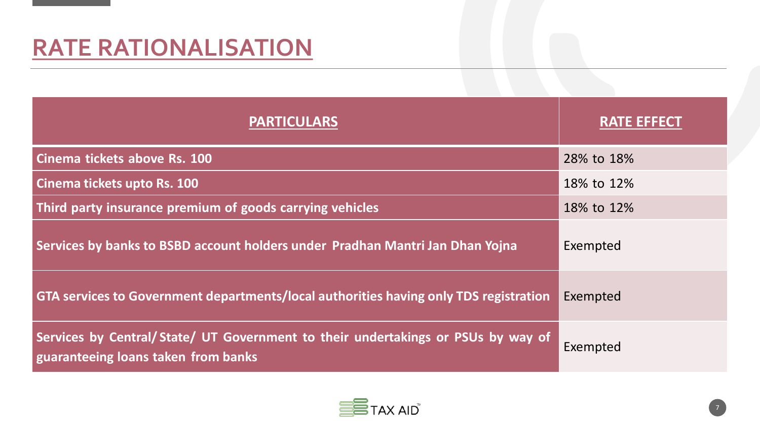# RATE RATIONALISATION

| PARTICULARS | RATE EFFECT |
| --- | --- |
| Cinema tickets above Rs. 100 | 28% to 18% |
| Cinema tickets upto Rs. 100 | 18% to 12% |
| Third party insurance premium of goods carrying vehicles | 18% to 12% |
| Services by banks to BSBD account holders under Pradhan Mantri Jan Dhan Yojna | Exempted |
| GTA services to Government departments/local authorities having only TDS registration | Exempted |
| Services by Central/ State/ UT Government to their undertakings or PSUs by way of guaranteeing loans taken from banks | Exempted |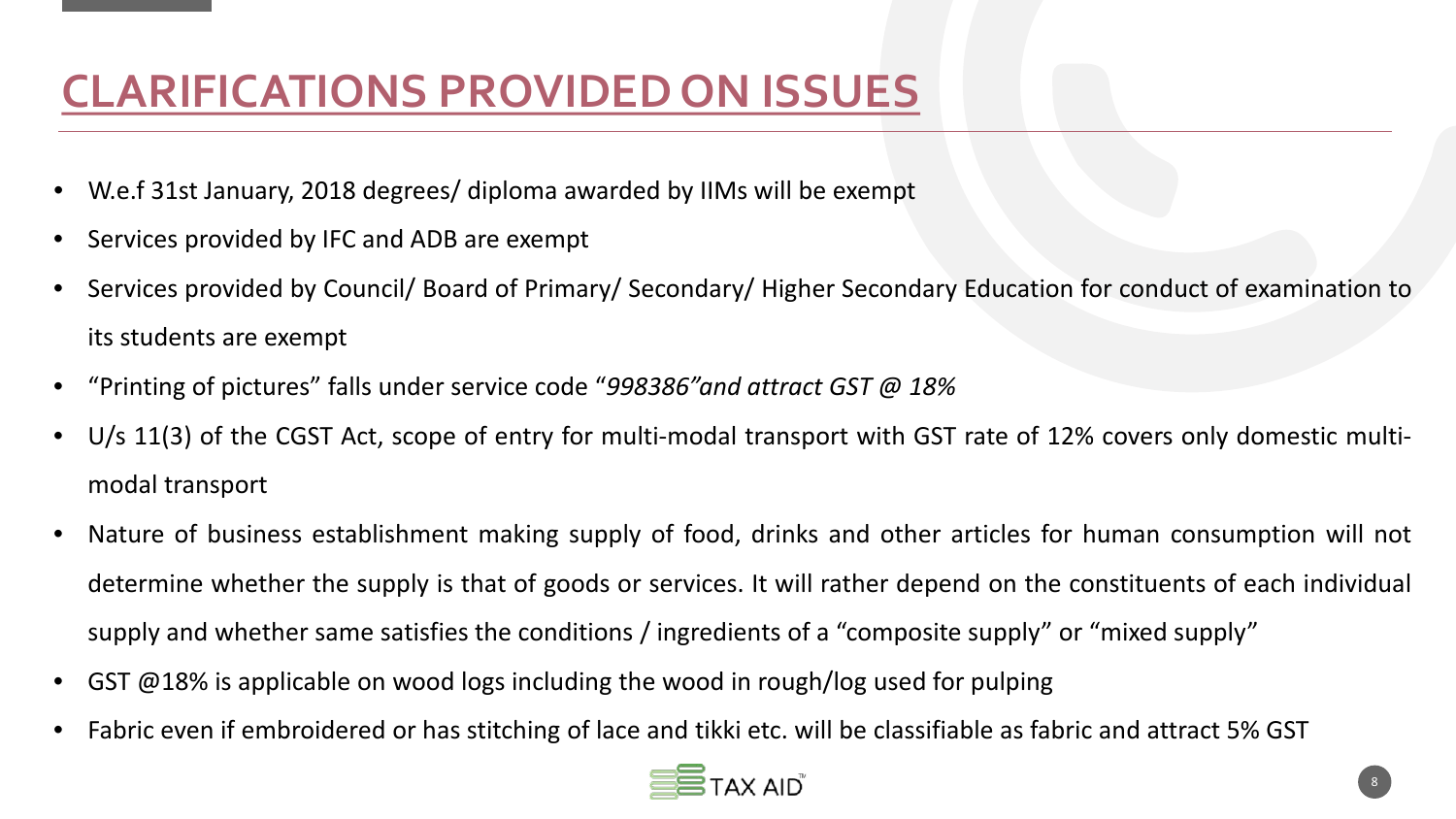# CLARIFICATIONS PROVIDED ON ISSUES

- W.e.f 31st January, 2018 degrees/ diploma awarded by IIMs will be exempt
- Services provided by IFC and ADB are exempt
- Services provided by Council/ Board of Primary/ Secondary/ Higher Secondary Education for conduct of examination to its students are exempt
- "Printing of pictures" falls under service code "*998386"and attract GST @ 18%*
- U/s 11(3) of the CGST Act, scope of entry for multi-modal transport with GST rate of 12% covers only domestic multi-modal transport
- Nature of business establishment making supply of food, drinks and other articles for human consumption will not determine whether the supply is that of goods or services. It will rather depend on the constituents of each individual supply and whether same satisfies the conditions / ingredients of a "composite supply" or "mixed supply"
- GST @18% is applicable on wood logs including the wood in rough/log used for pulping
- Fabric even if embroidered or has stitching of lace and tikki etc. will be classifiable as fabric and attract 5% GST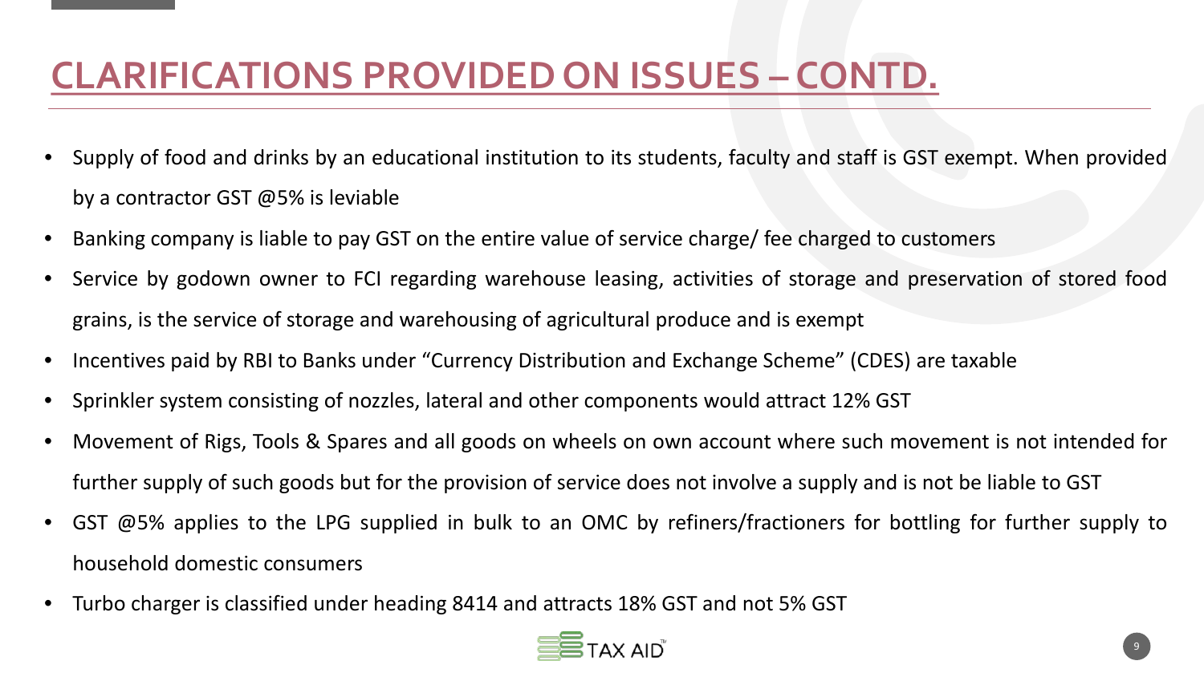# CLARIFICATIONS PROVIDED ON ISSUES – CONTD.

- Supply of food and drinks by an educational institution to its students, faculty and staff is GST exempt. When provided by a contractor GST @5% is leviable
- Banking company is liable to pay GST on the entire value of service charge/ fee charged to customers
- Service by godown owner to FCI regarding warehouse leasing, activities of storage and preservation of stored food grains, is the service of storage and warehousing of agricultural produce and is exempt
- Incentives paid by RBI to Banks under "Currency Distribution and Exchange Scheme" (CDES) are taxable
- Sprinkler system consisting of nozzles, lateral and other components would attract 12% GST
- Movement of Rigs, Tools & Spares and all goods on wheels on own account where such movement is not intended for further supply of such goods but for the provision of service does not involve a supply and is not be liable to GST
- GST @5% applies to the LPG supplied in bulk to an OMC by refiners/fractioners for bottling for further supply to household domestic consumers
- Turbo charger is classified under heading 8414 and attracts 18% GST and not 5% GST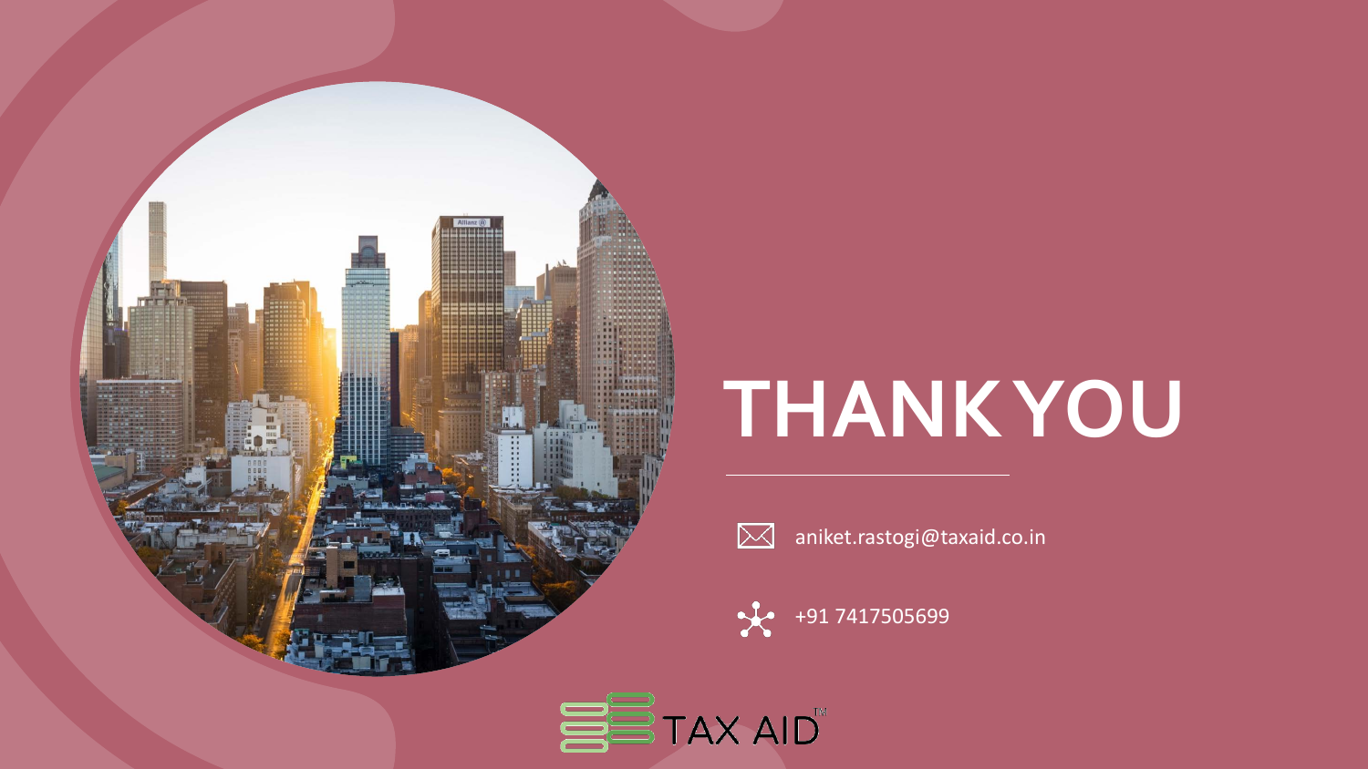# THANK YOU

aniket.rastogi@taxaid.co.in

+91 7417505699

TAX AID™